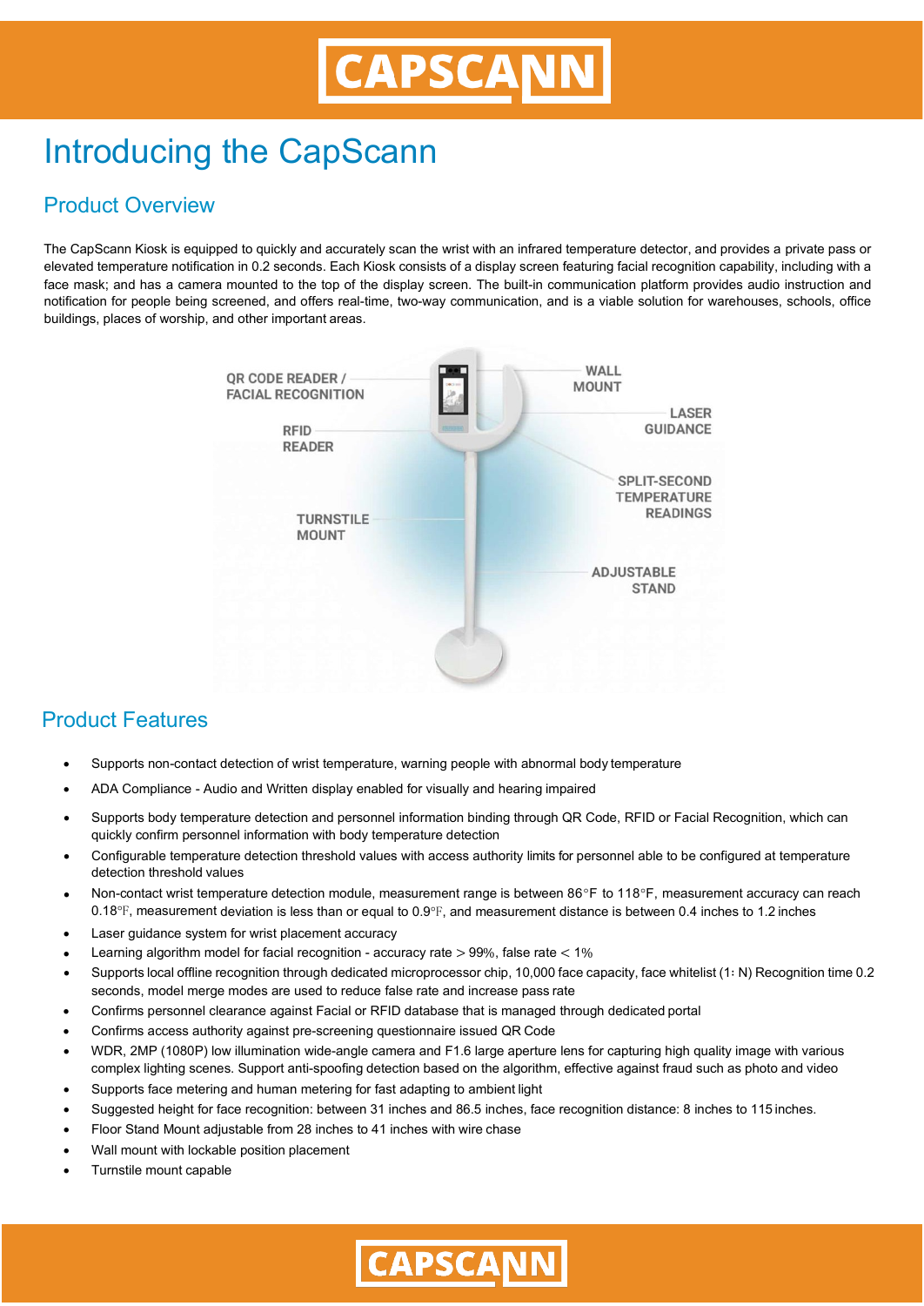# Introducing the CapScann

## Product Overview

The CapScann Kiosk is equipped to quickly and accurately scan the wrist with an infrared temperature detector, and provides a private pass or elevated temperature notification in 0.2 seconds. Each Kiosk consists of a display screen featuring facial recognition capability, including with a face mask; and has a camera mounted to the top of the display screen. The built-in communication platform provides audio instruction and notification for people being screened, and offers real-time, two-way communication, and is a viable solution for warehouses, schools, office buildings, places of worship, and other important areas.

QR CODE READER / FACIAL RECOGNITION

RFID READER

TURNSTILE MOUNT

WALL MOUNT

LASER GUIDANCE

SPLIT-SECOND TEMPERATURE READINGS

ADJUSTABLE STAND

## Product Features

- Supports non-contact detection of wrist temperature, warning people with abnormal body temperature
- ADA Compliance - Audio and Written display enabled for visually and hearing impaired
- Supports body temperature detection and personnel information binding through QR Code, RFID or Facial Recognition, which can quickly confirm personnel information with body temperature detection
- Configurable temperature detection threshold values with access authority limits for personnel able to be configured at temperature detection threshold values
- Non-contact wrist temperature detection module, measurement range is between 86°F to 118°F, measurement accuracy can reach 0.18°F, measurement deviation is less than or equal to 0.9°F, and measurement distance is between 0.4 inches to 1.2 inches
- Laser guidance system for wrist placement accuracy
- Learning algorithm model for facial recognition - accuracy rate > 99%, false rate < 1%
- Supports local offline recognition through dedicated microprocessor chip, 10,000 face capacity, face whitelist (1: N) Recognition time 0.2 seconds, model merge modes are used to reduce false rate and increase pass rate
- Confirms personnel clearance against Facial or RFID database that is managed through dedicated portal
- Confirms access authority against pre-screening questionnaire issued QR Code
- WDR, 2MP (1080P) low illumination wide-angle camera and F1.6 large aperture lens for capturing high quality image with various complex lighting scenes. Support anti-spoofing detection based on the algorithm, effective against fraud such as photo and video
- Supports face metering and human metering for fast adapting to ambient light
- Suggested height for face recognition: between 31 inches and 86.5 inches, face recognition distance: 8 inches to 115 inches.
- Floor Stand Mount adjustable from 28 inches to 41 inches with wire chase
- Wall mount with lockable position placement
- Turnstile mount capable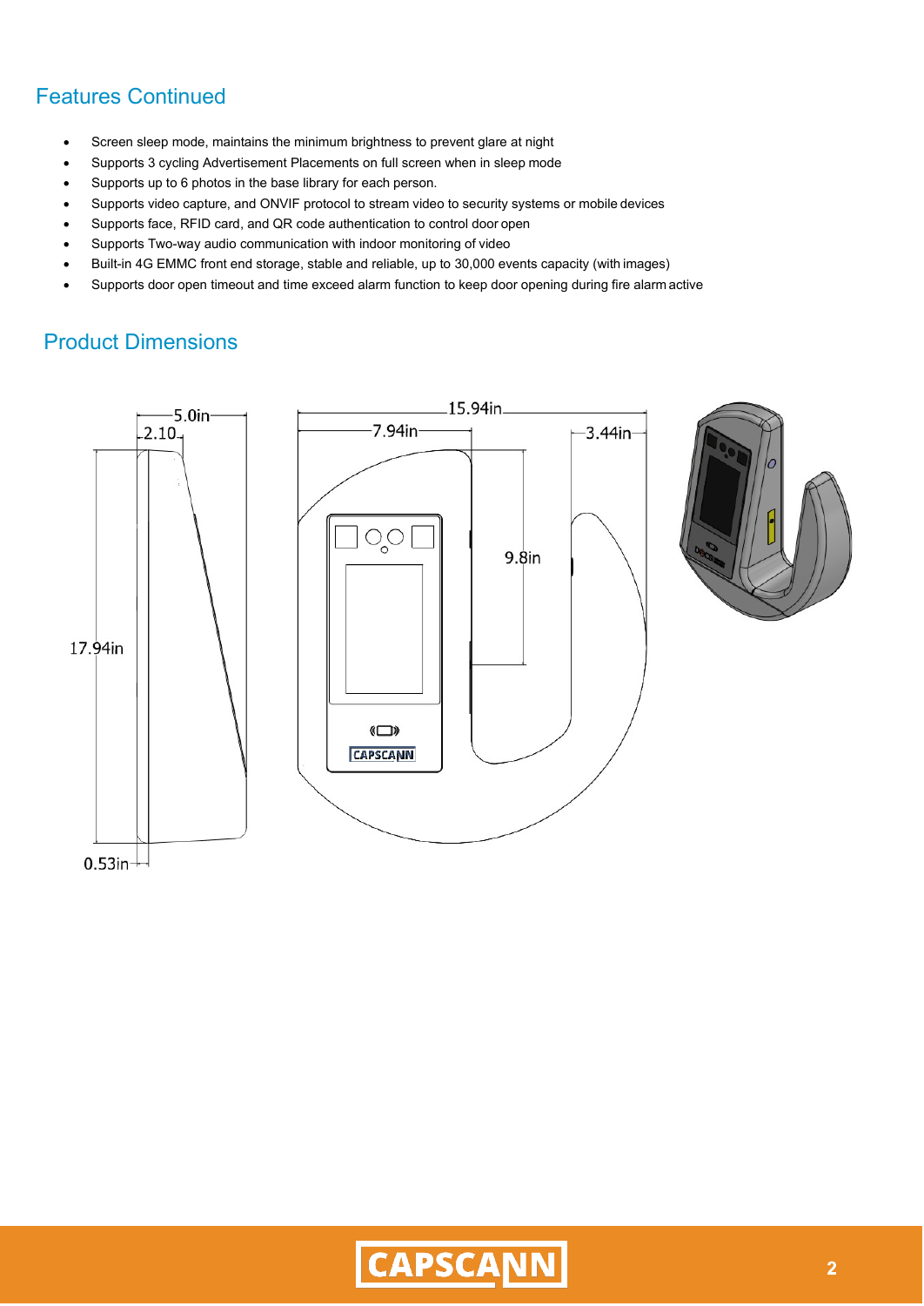## Features Continued

- Screen sleep mode, maintains the minimum brightness to prevent glare at night
- Supports 3 cycling Advertisement Placements on full screen when in sleep mode
- Supports up to 6 photos in the base library for each person.
- Supports video capture, and ONVIF protocol to stream video to security systems or mobile devices
- Supports face, RFID card, and QR code authentication to control door open
- Supports Two-way audio communication with indoor monitoring of video
- Built-in 4G EMMC front end storage, stable and reliable, up to 30,000 events capacity (with images)
- Supports door open timeout and time exceed alarm function to keep door opening during fire alarm active

## Product Dimensions

5.0in
2.10
17.94in
0.53in
15.94in
7.94in
3.44in
9.8in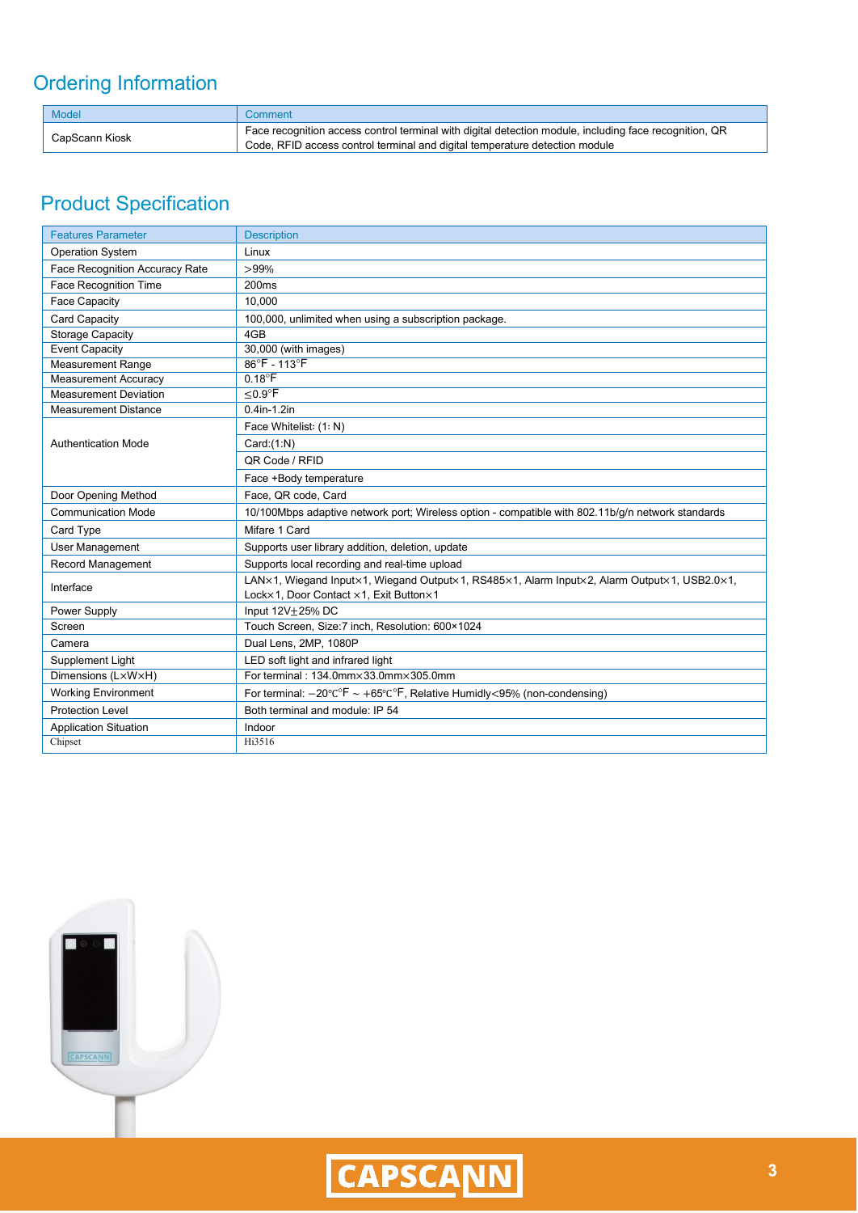## Ordering Information

| Model | Comment |
|---|---|
| CapScann Kiosk | Face recognition access control terminal with digital detection module, including face recognition, QR Code, RFID access control terminal and digital temperature detection module |

## Product Specification

| Features Parameter | Description |
|---|---|
| Operation System | Linux |
| Face Recognition Accuracy Rate | >99% |
| Face Recognition Time | 200ms |
| Face Capacity | 10,000 |
| Card Capacity | 100,000, unlimited when using a subscription package. |
| Storage Capacity | 4GB |
| Event Capacity | 30,000 (with images) |
| Measurement Range | 86°F - 113°F |
| Measurement Accuracy | 0.18°F |
| Measurement Deviation | ≤0.9°F |
| Measurement Distance | 0.4in-1.2in |
| Authentication Mode | Face Whitelist: (1: N) |
| | Card:(1:N) |
| | QR Code / RFID |
| | Face +Body temperature |
| Door Opening Method | Face, QR code, Card |
| Communication Mode | 10/100Mbps adaptive network port; Wireless option - compatible with 802.11b/g/n network standards |
| Card Type | Mifare 1 Card |
| User Management | Supports user library addition, deletion, update |
| Record Management | Supports local recording and real-time upload |
| Interface | LAN×1, Wiegand Input×1, Wiegand Output×1, RS485×1, Alarm Input×2, Alarm Output×1, USB2.0×1, Lock×1, Door Contact ×1, Exit Button×1 |
| Power Supply | Input 12V±25% DC |
| Screen | Touch Screen, Size:7 inch, Resolution: 600×1024 |
| Camera | Dual Lens, 2MP, 1080P |
| Supplement Light | LED soft light and infrared light |
| Dimensions (L×W×H) | For terminal : 134.0mm×33.0mm×305.0mm |
| Working Environment | For terminal: −20℃°F ~ +65℃°F, Relative Humidly<95% (non-condensing) |
| Protection Level | Both terminal and module: IP 54 |
| Application Situation | Indoor |
| Chipset | Hi3516 |